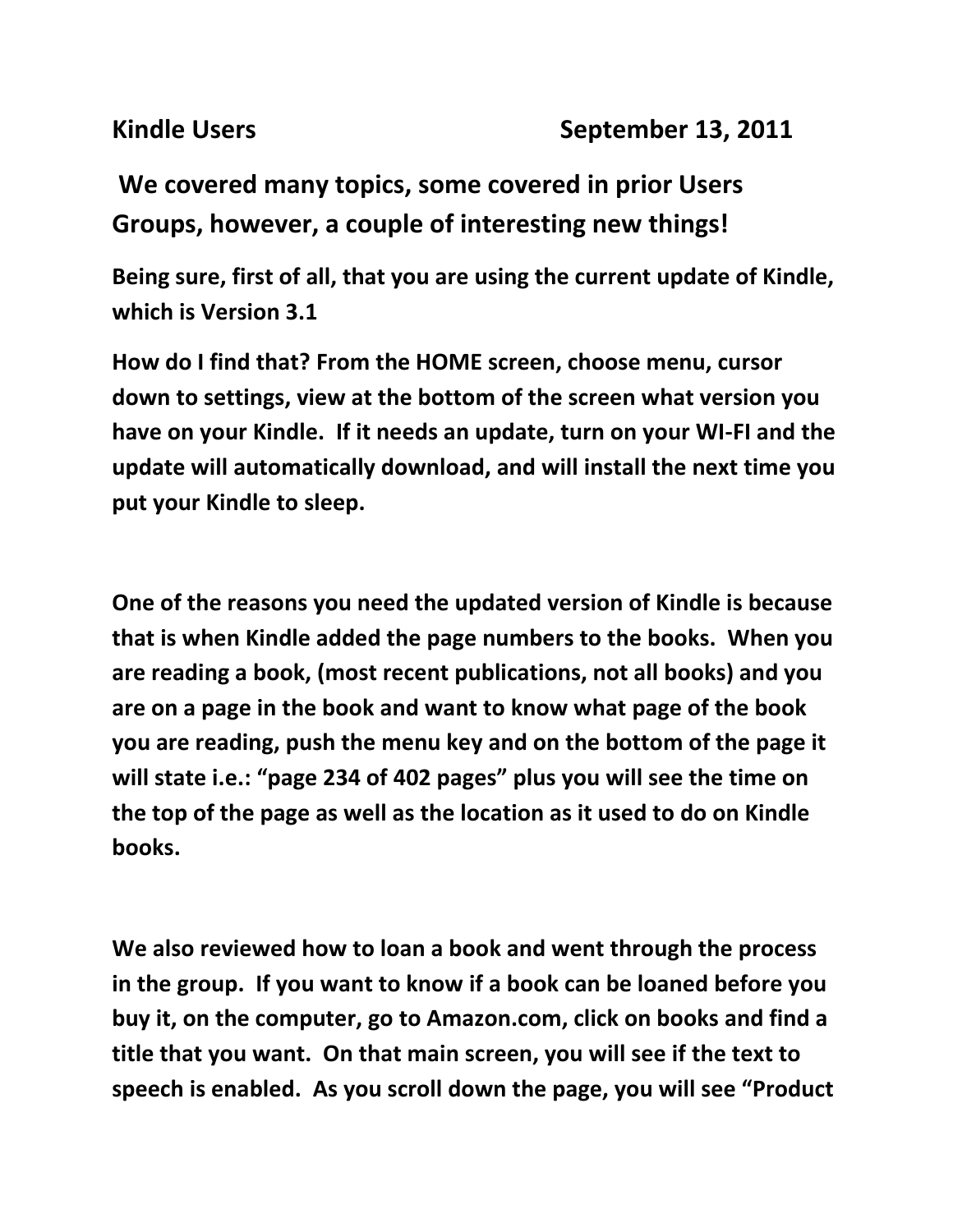**Kindle Users September 13, 2011**

## We covered many topics, some covered in prior Users Groups, however, a couple of interesting new things!

**Being sure, first of all, that you are using the current update of Kindle, which is Version 3.1**

**How do I find that? From the HOME screen, choose menu, cursor down to settings, view at the bottom of the screen what version you have on your Kindle. If it needs an update, turn on your WI-FI and the update will automatically download, and will install the next time you put your Kindle to sleep.**

**One of the reasons you need the updated version of Kindle is because that is when Kindle added the page numbers to the books. When you are reading a book, (most recent publications, not all books) and you are on a page in the book and want to know what page of the book you are reading, push the menu key and on the bottom of the page it will state i.e.: "page 234 of 402 pages" plus you will see the time on the top of the page as well as the location as it used to do on Kindle books.**

**We also reviewed how to loan a book and went through the process in the group. If you want to know if a book can be loaned before you buy it, on the computer, go to Amazon.com, click on books and find a title that you want. On that main screen, you will see if the text to speech is enabled. As you scroll down the page, you will see "Product**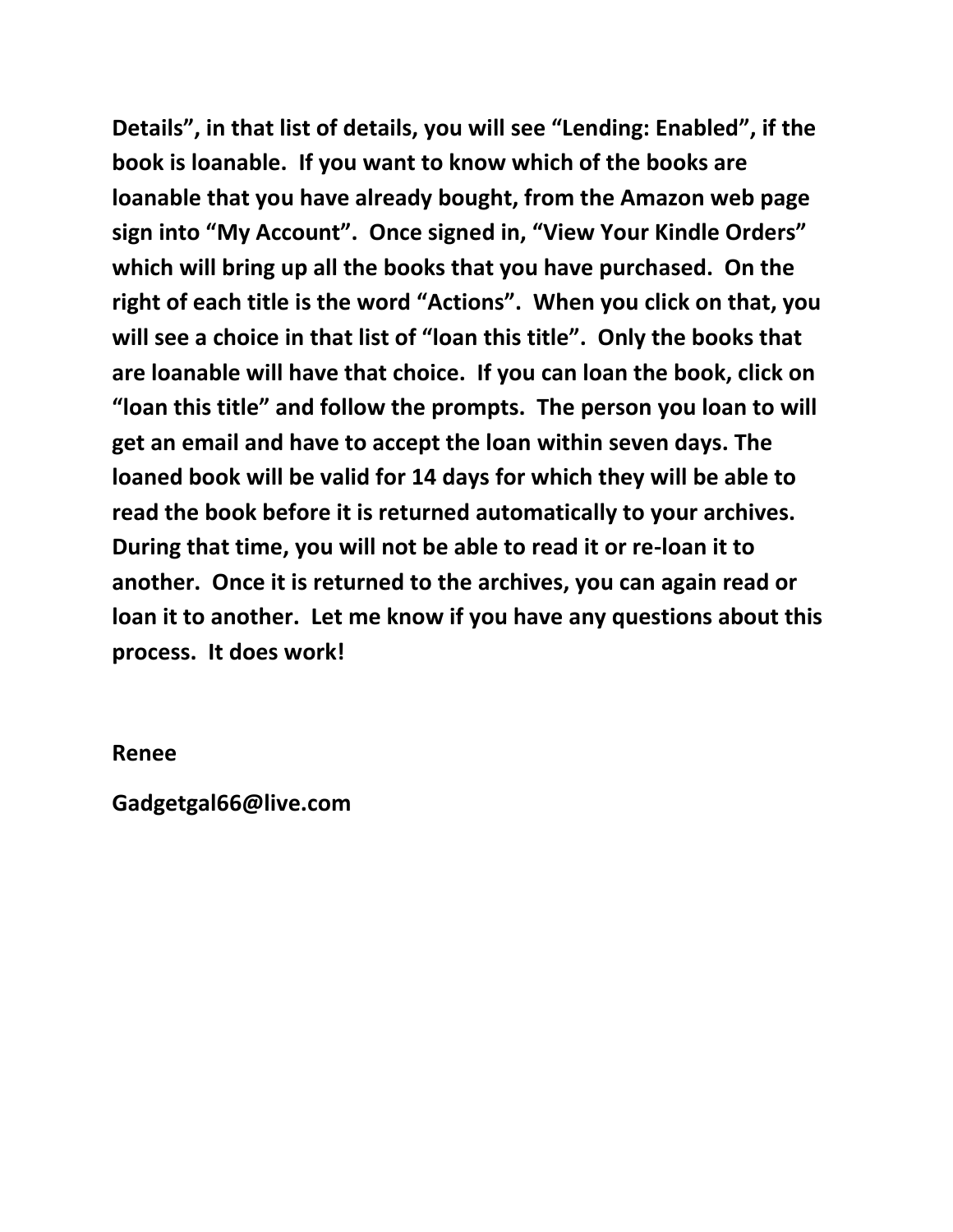**Details", in that list of details, you will see "Lending: Enabled", if the book is loanable. If you want to know which of the books are loanable that you have already bought, from the Amazon web page sign into "My Account". Once signed in, "View Your Kindle Orders" which will bring up all the books that you have purchased. On the right of each title is the word "Actions". When you click on that, you will see a choice in that list of "loan this title". Only the books that are loanable will have that choice. If you can loan the book, click on "loan this title" and follow the prompts. The person you loan to will get an email and have to accept the loan within seven days. The loaned book will be valid for 14 days for which they will be able to read the book before it is returned automatically to your archives. During that time, you will not be able to read it or re-loan it to another. Once it is returned to the archives, you can again read or loan it to another. Let me know if you have any questions about this process. It does work!**

**Renee**

**Gadgetgal66@live.com**